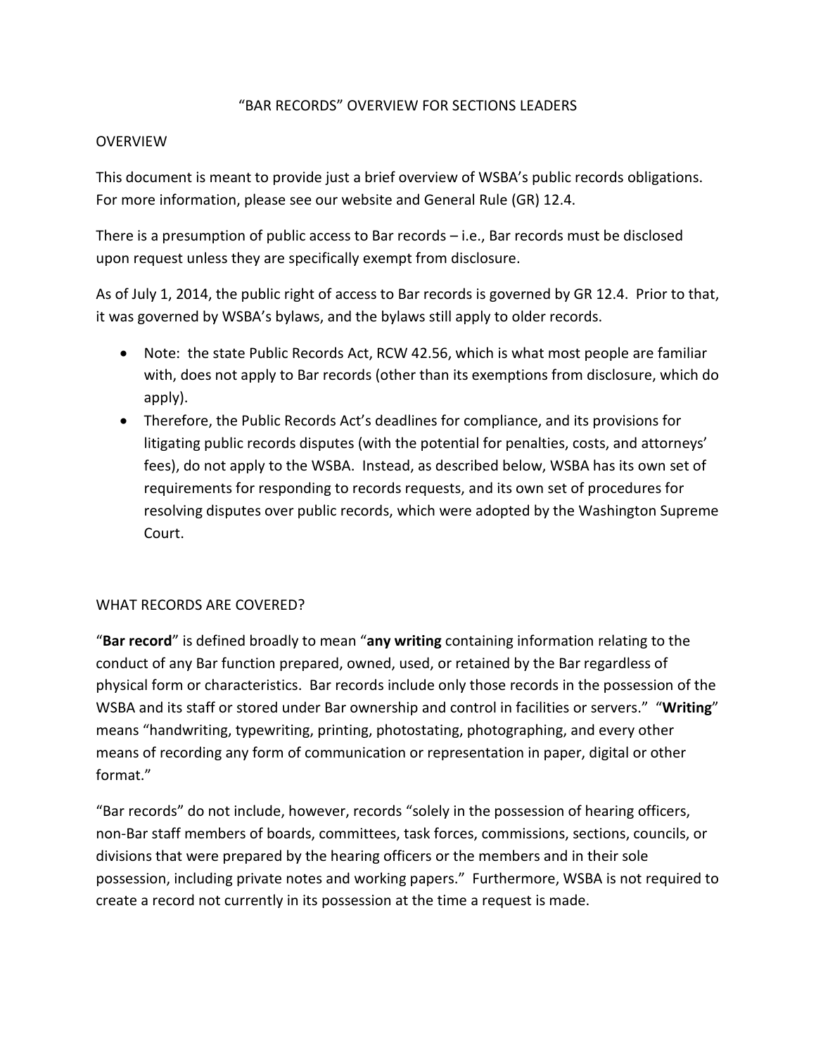# "BAR RECORDS" OVERVIEW FOR SECTIONS LEADERS

## OVERVIEW

This document is meant to provide just a brief overview of WSBA's public records obligations. For more information, please see our website and General Rule (GR) 12.4.

There is a presumption of public access to Bar records – i.e., Bar records must be disclosed upon request unless they are specifically exempt from disclosure.

As of July 1, 2014, the public right of access to Bar records is governed by GR 12.4. Prior to that, it was governed by WSBA's bylaws, and the bylaws still apply to older records.

- Note: the state Public Records Act, RCW 42.56, which is what most people are familiar with, does not apply to Bar records (other than its exemptions from disclosure, which do apply).
- Therefore, the Public Records Act's deadlines for compliance, and its provisions for litigating public records disputes (with the potential for penalties, costs, and attorneys' fees), do not apply to the WSBA. Instead, as described below, WSBA has its own set of requirements for responding to records requests, and its own set of procedures for resolving disputes over public records, which were adopted by the Washington Supreme Court.

## WHAT RECORDS ARE COVERED?

"**Bar record**" is defined broadly to mean "**any writing** containing information relating to the conduct of any Bar function prepared, owned, used, or retained by the Bar regardless of physical form or characteristics. Bar records include only those records in the possession of the WSBA and its staff or stored under Bar ownership and control in facilities or servers." "**Writing**" means "handwriting, typewriting, printing, photostating, photographing, and every other means of recording any form of communication or representation in paper, digital or other format."

"Bar records" do not include, however, records "solely in the possession of hearing officers, non-Bar staff members of boards, committees, task forces, commissions, sections, councils, or divisions that were prepared by the hearing officers or the members and in their sole possession, including private notes and working papers." Furthermore, WSBA is not required to create a record not currently in its possession at the time a request is made.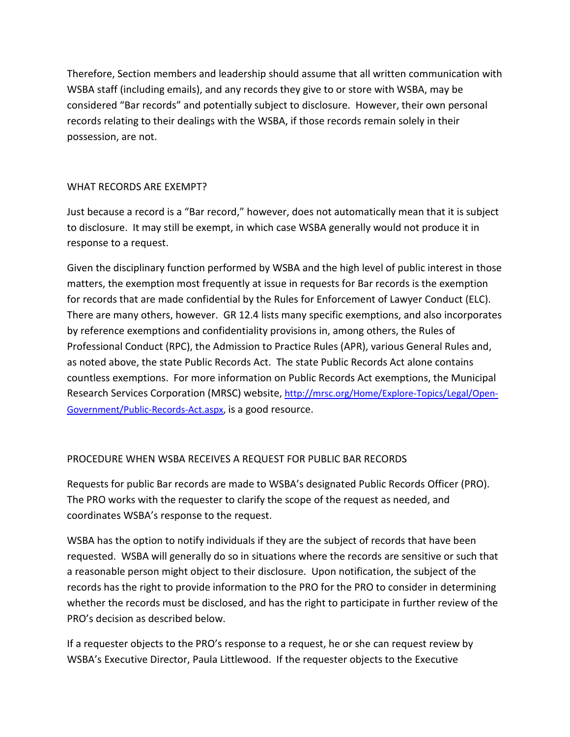Therefore, Section members and leadership should assume that all written communication with WSBA staff (including emails), and any records they give to or store with WSBA, may be considered "Bar records" and potentially subject to disclosure. However, their own personal records relating to their dealings with the WSBA, if those records remain solely in their possession, are not.

## WHAT RECORDS ARE EXEMPT?

Just because a record is a "Bar record," however, does not automatically mean that it is subject to disclosure. It may still be exempt, in which case WSBA generally would not produce it in response to a request.

Given the disciplinary function performed by WSBA and the high level of public interest in those matters, the exemption most frequently at issue in requests for Bar records is the exemption for records that are made confidential by the Rules for Enforcement of Lawyer Conduct (ELC). There are many others, however. GR 12.4 lists many specific exemptions, and also incorporates by reference exemptions and confidentiality provisions in, among others, the Rules of Professional Conduct (RPC), the Admission to Practice Rules (APR), various General Rules and, as noted above, the state Public Records Act. The state Public Records Act alone contains countless exemptions. For more information on Public Records Act exemptions, the Municipal Research Services Corporation (MRSC) website, [http://mrsc.org/Home/Explore-Topics/Legal/Open-Government/Public-Records-Act.aspx](http://mrsc.org/Home/Explore-Topics/Legal/Open-Government/Public-Records-Act.aspx), is a good resource.

## PROCEDURE WHEN WSBA RECEIVES A REQUEST FOR PUBLIC BAR RECORDS

Requests for public Bar records are made to WSBA's designated Public Records Officer (PRO). The PRO works with the requester to clarify the scope of the request as needed, and coordinates WSBA's response to the request.

WSBA has the option to notify individuals if they are the subject of records that have been requested. WSBA will generally do so in situations where the records are sensitive or such that a reasonable person might object to their disclosure. Upon notification, the subject of the records has the right to provide information to the PRO for the PRO to consider in determining whether the records must be disclosed, and has the right to participate in further review of the PRO's decision as described below.

If a requester objects to the PRO's response to a request, he or she can request review by WSBA's Executive Director, Paula Littlewood. If the requester objects to the Executive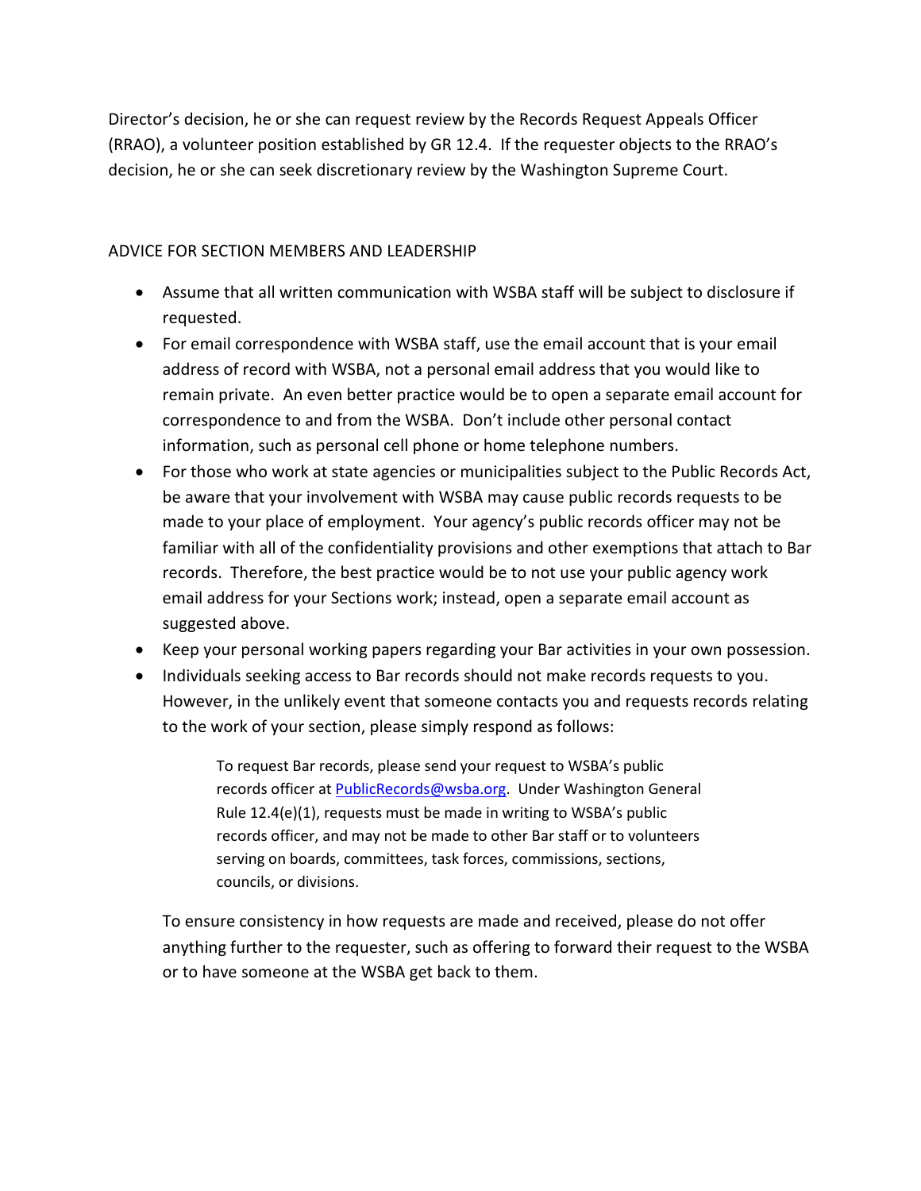Director's decision, he or she can request review by the Records Request Appeals Officer (RRAO), a volunteer position established by GR 12.4. If the requester objects to the RRAO's decision, he or she can seek discretionary review by the Washington Supreme Court.

## ADVICE FOR SECTION MEMBERS AND LEADERSHIP

- Assume that all written communication with WSBA staff will be subject to disclosure if requested.
- For email correspondence with WSBA staff, use the email account that is your email address of record with WSBA, not a personal email address that you would like to remain private. An even better practice would be to open a separate email account for correspondence to and from the WSBA. Don't include other personal contact information, such as personal cell phone or home telephone numbers.
- For those who work at state agencies or municipalities subject to the Public Records Act, be aware that your involvement with WSBA may cause public records requests to be made to your place of employment. Your agency's public records officer may not be familiar with all of the confidentiality provisions and other exemptions that attach to Bar records. Therefore, the best practice would be to not use your public agency work email address for your Sections work; instead, open a separate email account as suggested above.
- Keep your personal working papers regarding your Bar activities in your own possession.
- Individuals seeking access to Bar records should not make records requests to you. However, in the unlikely event that someone contacts you and requests records relating to the work of your section, please simply respond as follows:

  > To request Bar records, please send your request to WSBA's public records officer at PublicRecords@wsba.org. Under Washington General Rule 12.4(e)(1), requests must be made in writing to WSBA's public records officer, and may not be made to other Bar staff or to volunteers serving on boards, committees, task forces, commissions, sections, councils, or divisions.

  To ensure consistency in how requests are made and received, please do not offer anything further to the requester, such as offering to forward their request to the WSBA or to have someone at the WSBA get back to them.